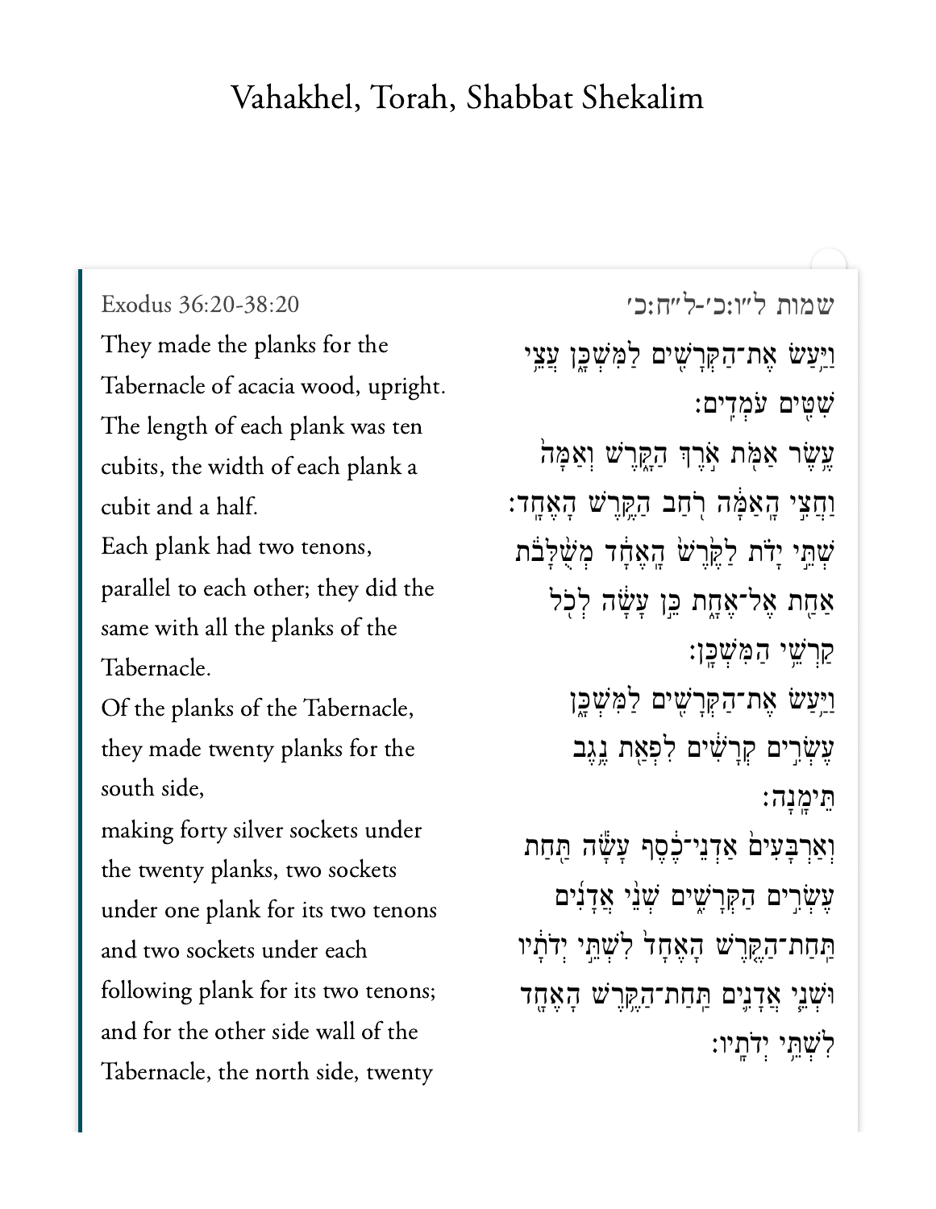# Vahakhel, Torah, Shabbat Shekalim

Exodus 36:20-38:20

They made the planks for the Tabernacle of acacia wood, upright.

The length of each plank was ten cubits, the width of each plank a cubit and a half.

Each plank had two tenons, parallel to each other; they did the same with all the planks of the Tabernacle.

Of the planks of the Tabernacle, they made twenty planks for the south side,

making forty silver sockets under the twenty planks, two sockets under one plank for its two tenons and two sockets under each following plank for its two tenons; and for the other side wall of the Tabernacle, the north side, twenty

שמות ל״ו:כ׳-ל״ח:כ׳

וַיַּ֥עַשׂ אֶת־הַקְּרָשִׁ֖ים לַמִּשְׁכָּ֑ן עֲצֵ֥י שִׁטִּ֖ים עֹמְדִֽים׃

עֶ֥שֶׂר אַמֹּ֖ת אֹ֣רֶךְ הַקָּ֑רֶשׁ וְאַמָּה֙ וַחֲצִ֣י הָֽאַמָּ֔ה רֹ֖חַב הַקֶּ֥רֶשׁ הָאֶחָֽד׃

שְׁתֵּ֣י יָדֹ֗ת לַקֶּ֙רֶשׁ֙ הָֽאֶחָ֔ד מְשֻׁלָּבֹ֖ת אַחַ֣ת אֶל־אֶחָ֑ת כֵּ֣ן עָשָׂ֔ה לְכֹ֖ל קַרְשֵׁ֥י הַמִּשְׁכָּֽן׃

וַיַּ֥עַשׂ אֶת־הַקְּרָשִׁ֖ים לַמִּשְׁכָּ֑ן עֶשְׂרִ֣ים קְרָשִׁ֔ים לִפְאַ֖ת נֶ֥גֶב תֵּימָֽנָה׃

וְאַרְבָּעִים֙ אַדְנֵי־כֶ֔סֶף עָשָׂ֕ה תַּ֖חַת עֶשְׂרִ֣ים הַקְּרָשִׁ֑ים שְׁנֵ֨י אֲדָנִ֜ים תַּֽחַת־הַקֶּ֤רֶשׁ הָֽאֶחָד֙ לִשְׁתֵּ֣י יְדֹתָ֔יו וּשְׁנֵ֧י אֲדָנִ֛ים תַּֽחַת־הַקֶּ֥רֶשׁ הָאֶחָ֖ד לִשְׁתֵּ֥י יְדֹתָֽיו׃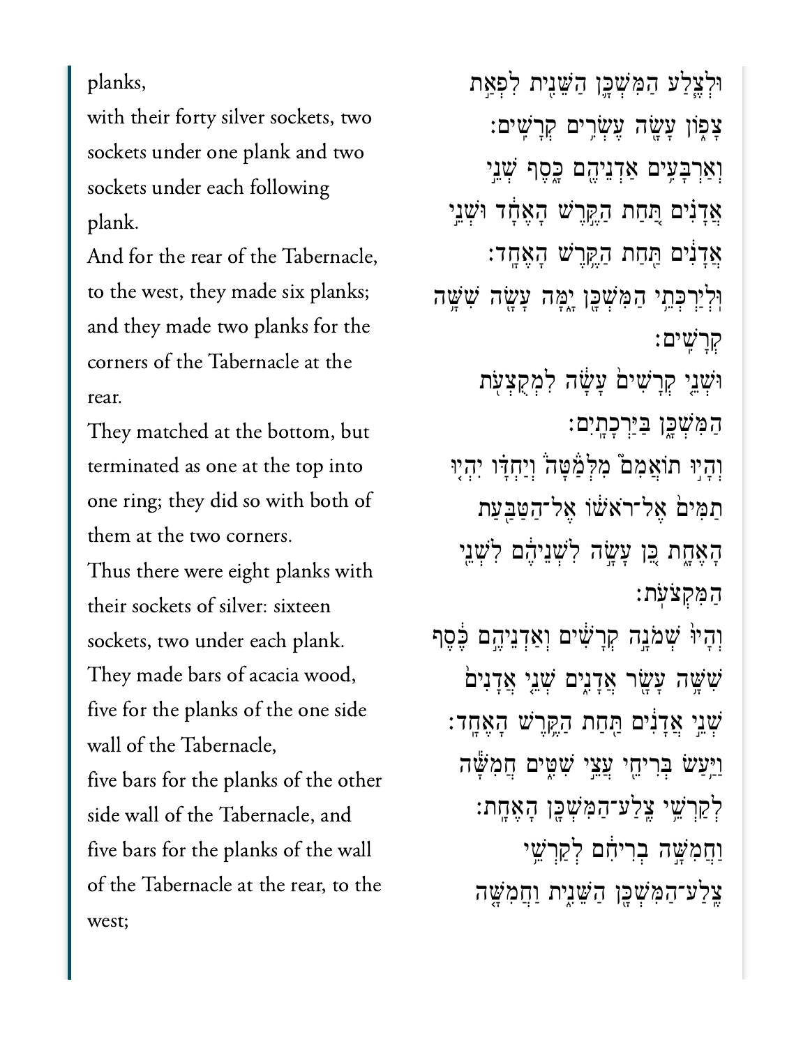planks,

with their forty silver sockets, two sockets under one plank and two sockets under each following plank.

And for the rear of the Tabernacle, to the west, they made six planks; and they made two planks for the corners of the Tabernacle at the rear.

They matched at the bottom, but terminated as one at the top into one ring; they did so with both of them at the two corners.

Thus there were eight planks with their sockets of silver: sixteen sockets, two under each plank.

They made bars of acacia wood, five for the planks of the one side wall of the Tabernacle,

five bars for the planks of the other side wall of the Tabernacle, and five bars for the planks of the wall of the Tabernacle at the rear, to the west;

וּלְצֶ֧לַע הַמִּשְׁכָּ֛ן הַשֵּׁנִ֖ית לִפְאַ֣ת צָפ֑וֹן עָשָׂ֖ה עֶשְׂרִ֥ים קְרָשִֽׁים׃

וְאַרְבָּעִ֥ים אַדְנֵיהֶ֖ם כָּ֑סֶף שְׁנֵ֣י אֲדָנִ֗ים תַּ֚חַת הַקֶּ֣רֶשׁ הָֽאֶחָ֔ד וּשְׁנֵ֣י אֲדָנִ֔ים תַּ֖חַת הַקֶּ֥רֶשׁ הָאֶחָֽד׃

וּֽלְיַרְכְּתֵ֥י הַמִּשְׁכָּ֖ן יָ֑מָּה עָשָׂ֖ה שִׁשָּׁ֥ה קְרָשִֽׁים׃

וּשְׁנֵ֤י קְרָשִׁים֙ עָשָׂ֔ה לִמְקֻצְעֹ֖ת הַמִּשְׁכָּ֑ן בַּיַּרְכָתָֽיִם׃

וְהָי֣וּ תוֹאֲמִם֮ מִלְּמַטָּה֒ וְיַחְדָּ֗ו יִהְי֤וּ תַמִּים֙ אֶל־רֹאשׁ֔וֹ אֶל־הַטַּבַּ֖עַת הָאֶחָ֑ת כֵּ֛ן עָשָׂ֥ה לִשְׁנֵיהֶ֖ם לִשְׁנֵ֥י הַמִּקְצֹעֹֽת׃

וְהָיוּ֙ שְׁמֹנָ֣ה קְרָשִׁ֔ים וְאַדְנֵיהֶ֣ם כֶּ֔סֶף שִׁשָּׁ֥ה עָשָׂ֖ר אֲדָנִ֑ים שְׁנֵ֤י אֲדָנִים֙ שְׁנֵ֣י אֲדָנִ֔ים תַּ֖חַת הַקֶּ֥רֶשׁ הָאֶחָֽד׃

וַיַּ֥עַשׂ בְּרִיחֵ֖י עֲצֵ֣י שִׁטִּ֑ים חֲמִשָּׁ֕ה לְקַרְשֵׁ֥י צֶֽלַע־הַמִּשְׁכָּ֖ן הָאֶחָֽת׃

וַחֲמִשָּׁ֣ה בְרִיחִ֔ם לְקַרְשֵׁ֥י צֶֽלַע־הַמִּשְׁכָּ֖ן הַשֵּׁנִ֑ית וַחֲמִשָּׁ֤ה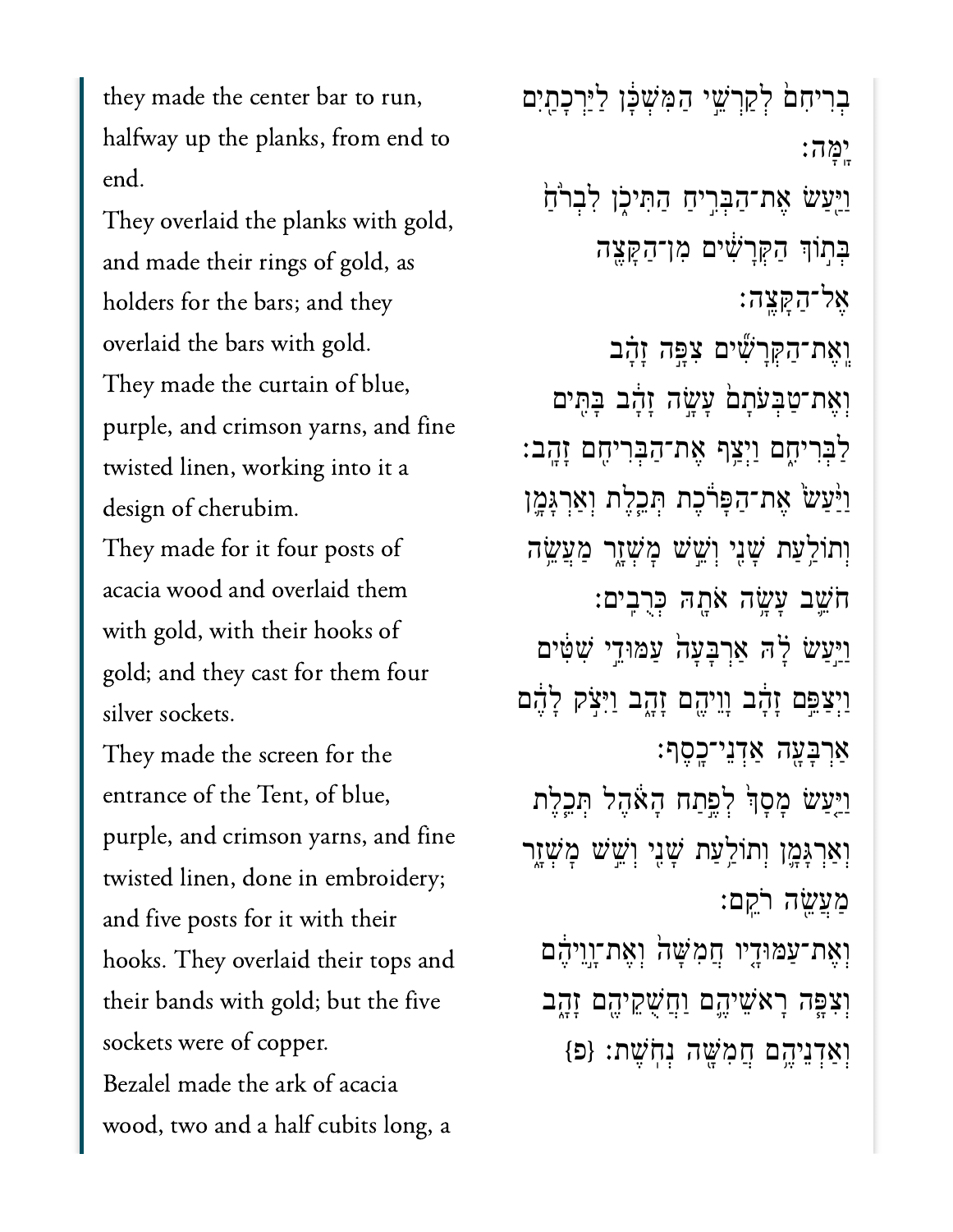they made the center bar to run, halfway up the planks, from end to end.

They overlaid the planks with gold, and made their rings of gold, as holders for the bars; and they overlaid the bars with gold.

They made the curtain of blue, purple, and crimson yarns, and fine twisted linen, working into it a design of cherubim.

They made for it four posts of acacia wood and overlaid them with gold, with their hooks of gold; and they cast for them four silver sockets.

They made the screen for the entrance of the Tent, of blue, purple, and crimson yarns, and fine twisted linen, done in embroidery; and five posts for it with their hooks. They overlaid their tops and their bands with gold; but the five sockets were of copper.

Bezalel made the ark of acacia wood, two and a half cubits long, a

בְרִיחִ֔ם לְקַרְשֵׁ֥י הַמִּשְׁכָּ֖ן לַיַּרְכָתַ֥יִם יָֽמָּה׃

וַיַּ֖עַשׂ אֶת־הַבְּרִ֣יחַ הַתִּיכֹ֑ן לִבְרֹ֙חַ֙ בְּת֣וֹךְ הַקְּרָשִׁ֔ים מִן־הַקָּצֶ֖ה אֶל־הַקָּצֶֽה׃

וְאֶת־הַקְּרָשִׁ֞ים צִפָּ֣ה זָהָ֗ב וְאֶת־טַבְּעֹתָם֙ עָשָׂ֣ה זָהָ֔ב בָּתִּ֖ים לַבְּרִיחִ֑ם וַיְצַ֥ף אֶת־הַבְּרִיחִ֖ם זָהָֽב׃

וַיַּ֙עַשׂ֙ אֶת־הַפָּרֹ֔כֶת תְּכֵ֥לֶת וְאַרְגָּמָ֖ן וְתוֹלַ֣עַת שָׁנִ֑י וְשֵׁ֣שׁ מָשְׁזָ֔ר מַעֲשֵׂ֥ה חֹשֵׁ֖ב עָשָׂ֥ה אֹתָ֖הּ כְּרֻבִֽים׃

וַיַּ֣עַשׂ לָ֗הּ אַרְבָּעָה֙ עַמּוּדֵ֣י שִׁטִּ֔ים וַיְצַפֵּ֣ם זָהָ֔ב וָוֵיהֶ֖ם זָהָ֑ב וַיִּצֹ֣ק לָהֶ֔ם אַרְבָּעָ֖ה אַדְנֵי־כָֽסֶף׃

וַיַּ֤עַשׂ מָסָךְ֙ לְפֶ֣תַח הָאֹ֔הֶל תְּכֵ֧לֶת וְאַרְגָּמָ֛ן וְתוֹלַ֥עַת שָׁנִ֖י וְשֵׁ֣שׁ מָשְׁזָ֑ר מַעֲשֵׂ֖ה רֹקֵֽם׃

וְאֶת־עַמּוּדָ֤יו חֲמִשָּׁה֙ וְאֶת־וָ֣וֵיהֶ֔ם וְצִפָּ֛ה רָאשֵׁיהֶ֥ם וַחֲשֻׁקֵיהֶ֖ם זָהָ֑ב וְאַדְנֵיהֶ֥ם חֲמִשָּׁ֖ה נְחֹֽשֶׁת׃ {פ}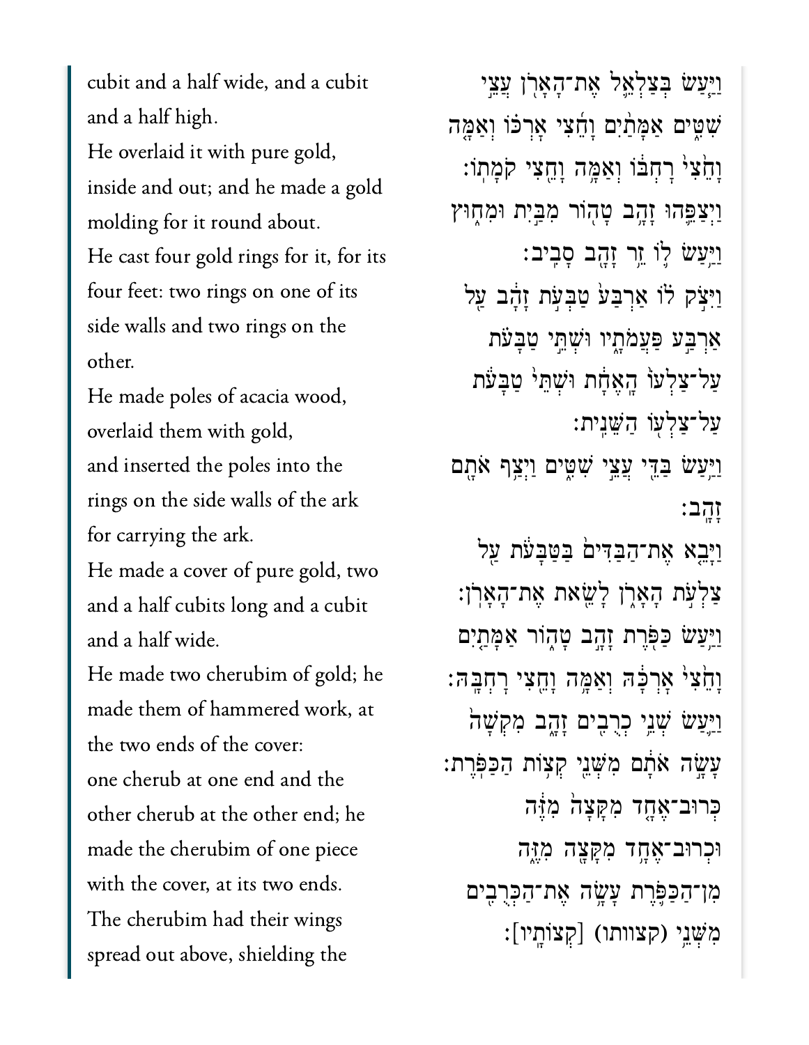cubit and a half wide, and a cubit and a half high.
He overlaid it with pure gold, inside and out; and he made a gold molding for it round about.
He cast four gold rings for it, for its four feet: two rings on one of its side walls and two rings on the other.
He made poles of acacia wood, overlaid them with gold,
and inserted the poles into the rings on the side walls of the ark for carrying the ark.
He made a cover of pure gold, two and a half cubits long and a cubit and a half wide.
He made two cherubim of gold; he made them of hammered work, at the two ends of the cover:
one cherub at one end and the other cherub at the other end; he made the cherubim of one piece with the cover, at its two ends.
The cherubim had their wings spread out above, shielding the

וַיַּ֥עַשׂ בְּצַלְאֵ֛ל אֶת־הָאָרֹ֖ן עֲצֵ֣י שִׁטִּ֑ים אַמָּתַ֨יִם וָחֵ֜צִי אָרְכּ֗וֹ וְאַמָּ֤ה וָחֵ֨צִי֙ רָחְבּ֔וֹ וְאַמָּ֥ה וָחֵ֖צִי קֹמָתֽוֹ׃
וַיְצַפֵּ֛הוּ זָהָ֥ב טָה֖וֹר מִבַּ֣יִת וּמִח֑וּץ וַיַּ֥עַשׂ ל֛וֹ זֵ֥ר זָהָ֖ב סָבִֽיב׃
וַיִּצֹ֣ק ל֗וֹ אַרְבַּע֙ טַבְּעֹ֣ת זָהָ֔ב עַ֖ל אַרְבַּ֣ע פַּעֲמֹתָ֑יו וּשְׁתֵּ֣י טַבָּעֹ֗ת עַל־צַלְעוֹ֙ הָֽאֶחָ֔ת וּשְׁתֵּי֙ טַבָּעֹ֔ת עַל־צַלְע֖וֹ הַשֵּׁנִֽית׃
וַיַּ֥עַשׂ בַּדֵּ֖י עֲצֵ֣י שִׁטִּ֑ים וַיְצַ֥ף אֹתָ֖ם זָהָֽב׃
וַיָּבֵ֤א אֶת־הַבַּדִּים֙ בַּטַּבָּעֹ֔ת עַ֖ל צַלְעֹ֣ת הָאָרֹ֑ן לָשֵׂ֖את אֶת־הָאָרֹֽן׃
וַיַּ֥עַשׂ כַּפֹּ֖רֶת זָהָ֣ב טָה֑וֹר אַמָּתַ֤יִם וָחֵ֨צִי֙ אָרְכָּ֔הּ וְאַמָּ֥ה וָחֵ֖צִי רָחְבָּֽהּ׃
וַיַּ֛עַשׂ שְׁנֵ֥י כְרֻבִ֖ים זָהָ֑ב מִקְשָׁה֙ עָשָׂ֣ה אֹתָ֔ם מִשְּׁנֵ֖י קְצ֥וֹת הַכַּפֹּֽרֶת׃
כְּרוּב־אֶחָ֤ד מִקָּצָה֙ מִזֶּ֔ה וּכְרוּב־אֶחָ֥ד מִקָּצָ֖ה מִזֶּ֑ה מִן־הַכַּפֹּ֛רֶת עָשָׂ֥ה אֶת־הַכְּרֻבִ֖ים מִשְּׁנֵ֥י (קצוותו) [קְצוֹתָֽיו]׃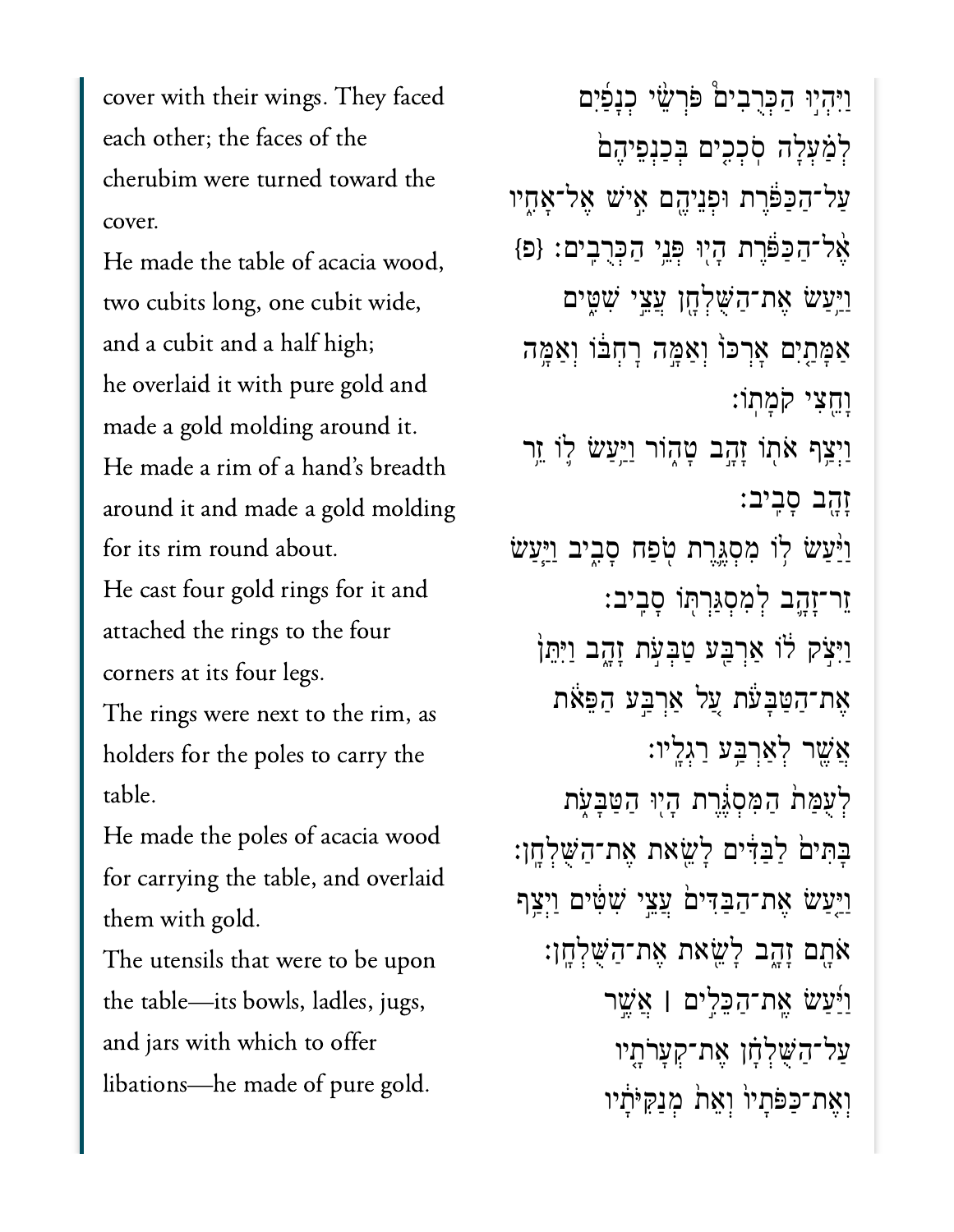cover with their wings. They faced each other; the faces of the cherubim were turned toward the cover.

וַיִּהְי֣וּ הַכְּרֻבִים֩ פֹּרְשֵׂ֨י כְנָפַ֜יִם לְמַ֗עְלָה סֹֽכְכִ֤ים בְּכַנְפֵיהֶם֙ עַל־הַכַּפֹּ֔רֶת וּפְנֵיהֶ֖ם אִ֣ישׁ אֶל־אָחִ֑יו אֶ֨ל־הַכַּפֹּ֔רֶת הָי֖וּ פְּנֵ֥י הַכְּרֻבִֽים׃ {פ}

He made the table of acacia wood, two cubits long, one cubit wide, and a cubit and a half high;

וַיַּ֥עַשׂ אֶת־הַשֻּׁלְחָ֖ן עֲצֵ֣י שִׁטִּ֑ים אַמָּתַ֤יִם אָרְכּוֹ֙ וְאַמָּ֣ה רָחְבּ֔וֹ וְאַמָּ֥ה וָחֵ֖צִי קֹמָתֽוֹ׃

he overlaid it with pure gold and made a gold molding around it.

וַיְצַ֥ף אֹת֖וֹ זָהָ֣ב טָה֑וֹר וַיַּ֥עַשׂ ל֛וֹ זֵ֥ר זָהָ֖ב סָבִֽיב׃

He made a rim of a hand's breadth around it and made a gold molding for its rim round about.

וַיַּ֨עַשׂ ל֥וֹ מִסְגֶּ֛רֶת טֹ֖פַח סָבִ֑יב וַיַּ֧עַשׂ זֵר־זָהָ֛ב לְמִסְגַּרְתּ֖וֹ סָבִֽיב׃

He cast four gold rings for it and attached the rings to the four corners at its four legs.

וַיִּצֹ֣ק ל֔וֹ אַרְבַּ֖ע טַבְּעֹ֣ת זָהָ֑ב וַיִּתֵּן֙ אֶת־הַטַּבָּעֹ֔ת עַ֚ל אַרְבַּ֣ע הַפֵּאֹ֔ת אֲשֶׁ֖ר לְאַרְבַּ֥ע רַגְלָֽיו׃

The rings were next to the rim, as holders for the poles to carry the table.

לְעֻמַּת֙ הַמִּסְגֶּ֔רֶת הָי֖וּ הַטַּבָּעֹ֑ת בָּתִּים֙ לַבַּדִּ֔ים לָשֵׂ֖את אֶת־הַשֻּׁלְחָֽן׃

He made the poles of acacia wood for carrying the table, and overlaid them with gold.

וַיַּ֤עַשׂ אֶת־הַבַּדִּים֙ עֲצֵ֣י שִׁטִּ֔ים וַיְצַ֥ף אֹתָ֖ם זָהָ֑ב לָשֵׂ֖את אֶת־הַשֻּׁלְחָֽן׃

The utensils that were to be upon the table—its bowls, ladles, jugs, and jars with which to offer libations—he made of pure gold.

וַיַּ֜עַשׂ אֶֽת־הַכֵּלִ֣ים ׀ אֲשֶׁ֣ר עַל־הַשֻּׁלְחָ֗ן אֶת־קְעָרֹתָ֤יו וְאֶת־כַּפֹּתָיו֙ וְאֵת֙ מְנַקִּיֹּתָ֔יו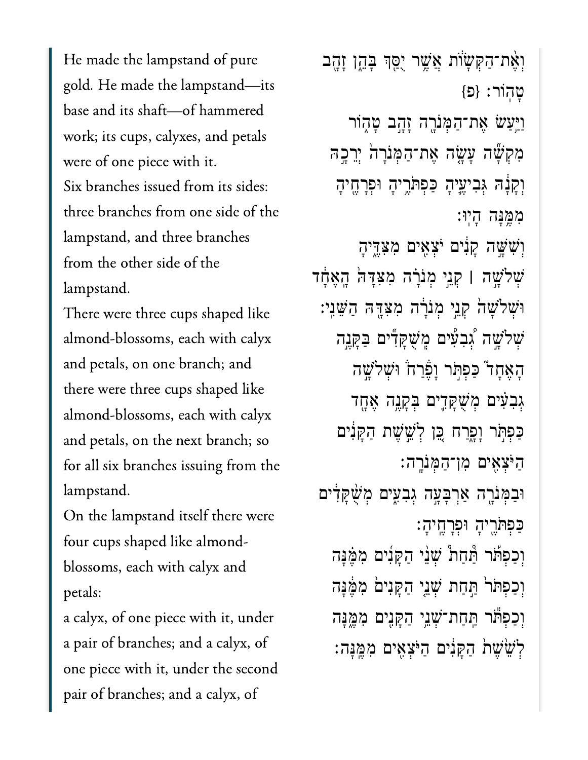He made the lampstand of pure gold. He made the lampstand—its base and its shaft—of hammered work; its cups, calyxes, and petals were of one piece with it.

Six branches issued from its sides: three branches from one side of the lampstand, and three branches from the other side of the lampstand.

There were three cups shaped like almond-blossoms, each with calyx and petals, on one branch; and there were three cups shaped like almond-blossoms, each with calyx and petals, on the next branch; so for all six branches issuing from the lampstand.

On the lampstand itself there were four cups shaped like almond-blossoms, each with calyx and petals:

a calyx, of one piece with it, under a pair of branches; and a calyx, of one piece with it, under the second pair of branches; and a calyx, of

וְֽאֶת־הַקְּשָׂוֺת֙ אֲשֶׁ֣ר יֻסַּ֣ךְ בָּהֵ֔ן זָהָ֖ב טָהֽוֺר׃ {פ}

וַיַּ֥עַשׂ אֶת־הַמְּנֹרָ֖ה זָהָ֣ב טָה֑וֹר מִקְשָׁ֞ה עָשָׂ֤ה אֶת־הַמְּנֹרָה֙ יְרֵכָ֣הּ וְקָנָ֔הּ גְּבִיעֶ֛יהָ כַּפְתֹּרֶ֥יהָ וּפְרָחֶ֖יהָ מִמֶּ֥נָּה הָיֽוּ׃

וְשִׁשָּׁ֣ה קָנִ֔ים יֹצְאִ֖ים מִצִּדֶּ֑יהָ שְׁלֹשָׁ֣ה ׀ קְנֵ֣י מְנֹרָ֗ה מִצִּדָּהּ֙ הָֽאֶחָ֔ד וּשְׁלֹשָׁה֙ קְנֵ֣י מְנֹרָ֔ה מִצִּדָּ֖הּ הַשֵּׁנִֽי׃

שְׁלֹשָׁ֣ה גְ֠בִעִ֠ים מְֽשֻׁקָּדִ֞ים בַּקָּנֶ֣ה הָאֶחָ֗ד כַּפְתֹּ֣ר וָפֶרַח֒ וּשְׁלֹשָׁ֣ה גְבִעִ֗ים מְשֻׁקָּדִ֛ים בְּקָנֶ֥ה אֶחָ֖ד כַּפְתֹּ֣ר וָפָ֑רַח כֵּ֚ן לְשֵׁ֣שֶׁת הַקָּנִ֔ים הַיֹּצְאִ֖ים מִן־הַמְּנֹרָֽה׃

וּבַמְּנֹרָ֖ה אַרְבָּעָ֣ה גְבִעִ֑ים מְשֻׁקָּדִ֔ים כַּפְתֹּרֶ֖יהָ וּפְרָחֶֽיהָ׃

וְכַפְתֹּ֞ר תַּ֣חַת שְׁנֵ֣י הַקָּנִ֗ים מִמֶּ֙נָּה֙ וְכַפְתֹּר֙ תַּ֣חַת שְׁנֵ֤י הַקָּנִים֙ מִמֶּ֔נָּה וְכַפְתֹּ֕ר תַּֽחַת־שְׁנֵ֥י הַקָּנִ֖ים מִמֶּ֑נָּה לְשֵׁ֨שֶׁת֙ הַקָּנִ֔ים הַיֹּצְאִ֖ים מִמֶּֽנָּה׃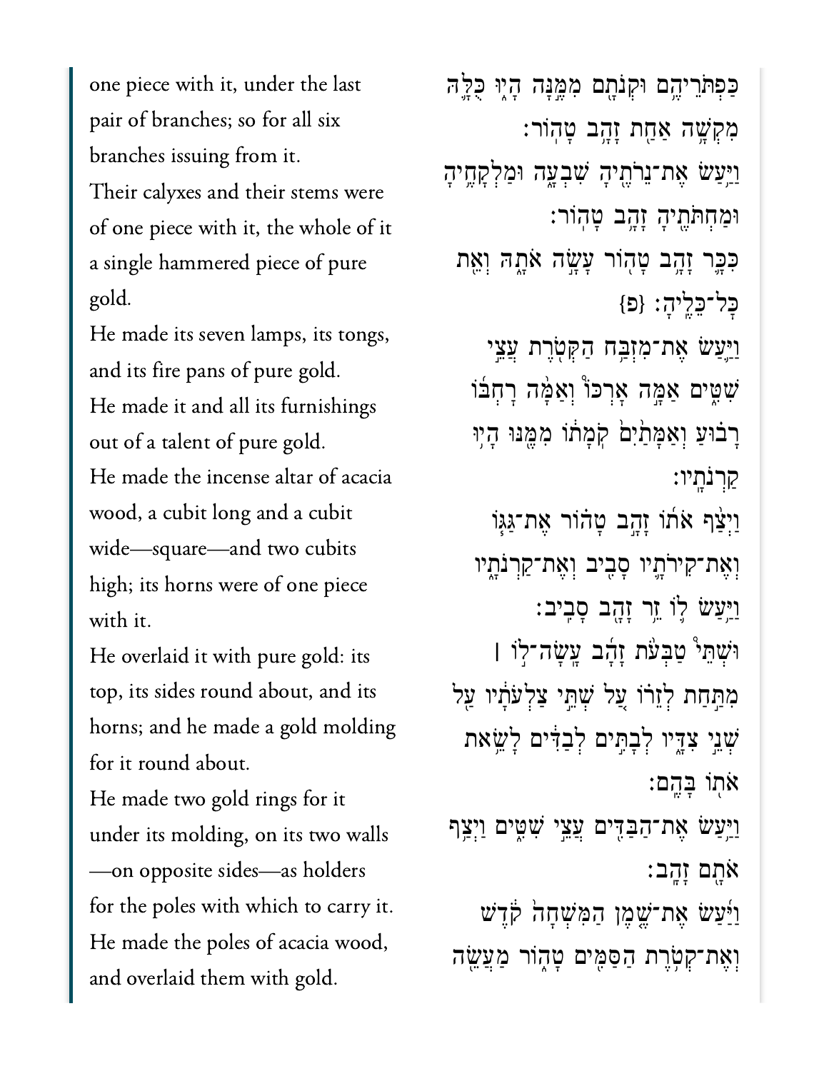one piece with it, under the last pair of branches; so for all six branches issuing from it.

Their calyxes and their stems were of one piece with it, the whole of it a single hammered piece of pure gold.

He made its seven lamps, its tongs, and its fire pans of pure gold.

He made it and all its furnishings out of a talent of pure gold.

He made the incense altar of acacia wood, a cubit long and a cubit wide—square—and two cubits high; its horns were of one piece with it.

He overlaid it with pure gold: its top, its sides round about, and its horns; and he made a gold molding for it round about.

He made two gold rings for it under its molding, on its two walls —on opposite sides—as holders for the poles with which to carry it.

He made the poles of acacia wood, and overlaid them with gold.

כַּפְתֹּרֵיהֶ֥ם וּקְנֹתָ֖ם מִמֶּ֣נָּה הָי֑וּ כֻּלָּ֛הּ מִקְשָׁ֥ה אַחַ֖ת זָהָ֥ב טָהֽוֹר׃

וַיַּ֥עַשׂ אֶת־נֵרֹתֶ֖יהָ שִׁבְעָ֑ה וּמַלְקָחֶ֥יהָ וּמַחְתֹּתֶ֖יהָ זָהָ֥ב טָהֽוֹר׃

כִּכָּ֛ר זָהָ֥ב טָה֖וֹר עָשָׂ֣ה אֹתָ֑הּ וְאֵ֖ת כׇּל־כֵּלֶֽיהָ׃ {פ}

וַיַּ֥עַשׂ אֶת־מִזְבַּ֥ח הַקְּטֹ֖רֶת עֲצֵ֣י שִׁטִּ֑ים אַמָּ֣ה אׇרְכּ֡וֹ וְאַמָּ֨ה רׇחְבּ֜וֹ רָב֗וּעַ וְאַמָּתַ֙יִם֙ קֹמָת֔וֹ מִמֶּ֖נּוּ הָי֥וּ קַרְנֹתָֽיו׃

וַיְצַ֨ף אֹת֜וֹ זָהָ֣ב טָה֗וֹר אֶת־גַּגּ֛וֹ וְאֶת־קִירֹתָ֥יו סָבִ֖יב וְאֶת־קַרְנֹתָ֑יו וַיַּ֥עַשׂ ל֛וֹ זֵ֥ר זָהָ֖ב סָבִֽיב׃

וּשְׁתֵּ֩י טַבְּעֹ֨ת זָהָ֜ב עָֽשָׂה־ל֣וֹ ׀ מִתַּ֣חַת לְזֵר֗וֹ עַ֚ל שְׁתֵּ֣י צַלְעֹתָ֔יו עַ֖ל שְׁנֵ֣י צִדָּ֑יו לְבָתִּ֣ים לְבַדִּ֔ים לָשֵׂ֥את אֹת֖וֹ בָּהֶֽם׃

וַיַּ֥עַשׂ אֶת־הַבַּדִּ֖ים עֲצֵ֣י שִׁטִּ֑ים וַיְצַ֥ף אֹתָ֖ם זָהָֽב׃

וַיַּ֜עַשׂ אֶת־שֶׁ֤מֶן הַמִּשְׁחָה֙ קֹ֔דֶשׁ וְאֶת־קְטֹ֥רֶת הַסַּמִּ֖ים טָה֑וֹר מַעֲשֵׂ֖ה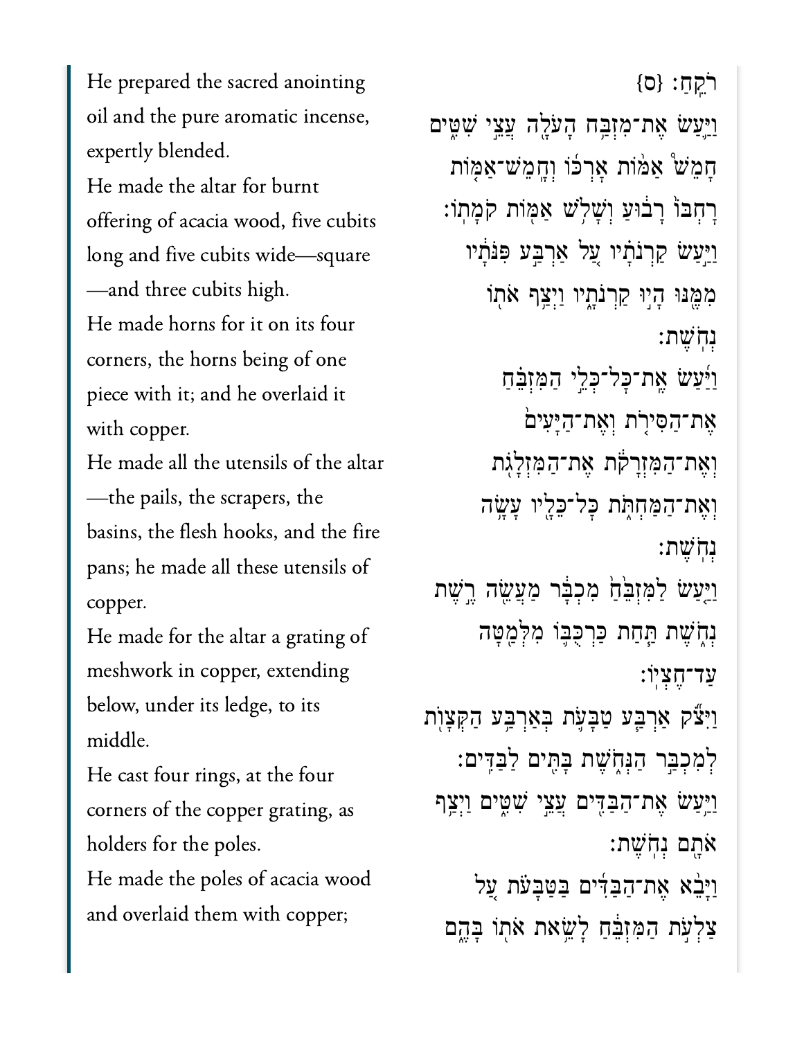He prepared the sacred anointing oil and the pure aromatic incense, expertly blended.

He made the altar for burnt offering of acacia wood, five cubits long and five cubits wide—square—and three cubits high.

He made horns for it on its four corners, the horns being of one piece with it; and he overlaid it with copper.

He made all the utensils of the altar—the pails, the scrapers, the basins, the flesh hooks, and the fire pans; he made all these utensils of copper.

He made for the altar a grating of meshwork in copper, extending below, under its ledge, to its middle.

He cast four rings, at the four corners of the copper grating, as holders for the poles.

He made the poles of acacia wood and overlaid them with copper;

רֹקֵֽחַ׃ {ס}

וַיַּ֛עַשׂ אֶת־מִזְבַּ֥ח הָעֹלָ֖ה עֲצֵ֣י שִׁטִּ֑ים חָמֵשׁ֩ אַמּ֨וֹת אָרְכּ֜וֹ וְחָמֵשׁ־אַמּ֤וֹת רָחְבּוֹ֙ רָב֔וּעַ וְשָׁלֹ֥שׁ אַמּ֖וֹת קֹמָתֽוֹ׃

וַיַּ֣עַשׂ קַרְנֹתָ֗יו עַ֚ל אַרְבַּ֣ע פִּנֹּתָ֔יו מִמֶּ֖נּוּ הָי֣וּ קַרְנֹתָ֑יו וַיְצַ֥ף אֹת֖וֹ נְחֹֽשֶׁת׃

וַיַּ֜עַשׂ אֶֽת־כׇּל־כְּלֵ֣י הַמִּזְבֵּ֗חַ אֶת־הַסִּירֹ֤ת וְאֶת־הַיָּעִים֙ וְאֶת־הַמִּזְרָקֹ֔ת אֶת־הַמִּזְלָגֹ֖ת וְאֶת־הַמַּחְתֹּ֑ת כׇּל־כֵּלָ֖יו עָשָׂ֥ה נְחֹֽשֶׁת׃

וַיַּ֤עַשׂ לַמִּזְבֵּ֙חַ֙ מִכְבָּ֔ר מַעֲשֵׂ֖ה רֶ֣שֶׁת נְחֹ֑שֶׁת תַּ֧חַת כַּרְכֻּבּ֛וֹ מִלְּמַ֖טָּה עַד־חֶצְיֽוֹ׃

וַיִּצֹ֞ק אַרְבַּ֧ע טַבָּעֹ֛ת בְּאַרְבַּ֥ע הַקְּצָוֺ֖ת לְמִכְבַּ֣ר הַנְּחֹ֑שֶׁת בָּתִּ֖ים לַבַּדִּֽים׃

וַיַּ֥עַשׂ אֶת־הַבַּדִּ֖ים עֲצֵ֣י שִׁטִּ֑ים וַיְצַ֥ף אֹתָ֖ם נְחֹֽשֶׁת׃

וַיָּבֵ֨א אֶת־הַבַּדִּ֜ים בַּטַּבָּעֹ֗ת עַ֚ל צַלְעֹ֣ת הַמִּזְבֵּ֔חַ לָשֵׂ֥את אֹת֖וֹ בָּהֶ֑ם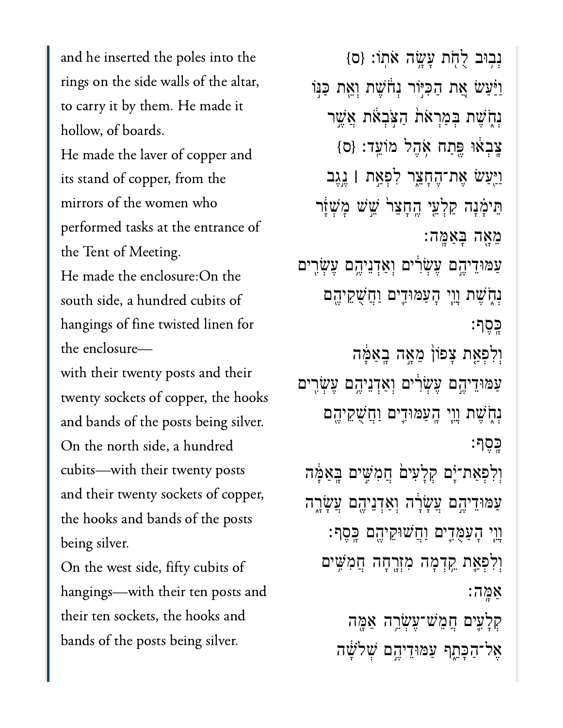and he inserted the poles into the rings on the side walls of the altar, to carry it by them. He made it hollow, of boards.

He made the laver of copper and its stand of copper, from the mirrors of the women who performed tasks at the entrance of the Tent of Meeting.

He made the enclosure:On the south side, a hundred cubits of hangings of fine twisted linen for the enclosure—

with their twenty posts and their twenty sockets of copper, the hooks and bands of the posts being silver.

On the north side, a hundred cubits—with their twenty posts and their twenty sockets of copper, the hooks and bands of the posts being silver.

On the west side, fifty cubits of hangings—with their ten posts and their ten sockets, the hooks and bands of the posts being silver.

נְב֥וּב לֻחֹ֖ת עָשָׂ֥ה אֹתֽוֹ׃ {ס}

וַיַּ֗עַשׂ אֵ֚ת הַכִּיּ֣וֹר נְחֹ֔שֶׁת וְאֵ֖ת כַּנּ֣וֹ נְחֹ֑שֶׁת בְּמַרְאֹת֙ הַצֹּ֣בְאֹ֔ת אֲשֶׁ֣ר צָֽבְא֔וּ פֶּ֖תַח אֹ֥הֶל מוֹעֵֽד׃ {ס}

וַיַּ֖עַשׂ אֶת־הֶחָצֵ֑ר לִפְאַ֣ת ׀ נֶ֣גֶב תֵּימָ֗נָה קַלְעֵ֤י הֶֽחָצֵר֙ שֵׁ֣שׁ מָשְׁזָ֔ר מֵאָ֖ה בָּאַמָּֽה׃

עַמּוּדֵיהֶ֣ם עֶשְׂרִ֔ים וְאַדְנֵיהֶ֖ם עֶשְׂרִ֑ים נְחֹ֑שֶׁת וָוֵ֧י הָֽעַמֻּדִ֛ים וַחֲשֻׁקֵיהֶ֖ם כָּֽסֶף׃

וְלִפְאַ֣ת צָפ֗וֹן מֵאָ֣ה בָֽאַמָּ֔ה עַמּוּדֵיהֶ֣ם עֶשְׂרִ֔ים וְאַדְנֵיהֶ֖ם עֶשְׂרִ֑ים נְחֹ֑שֶׁת וָוֵ֧י הָֽעַמּוּדִ֛ים וַחֲשֻׁקֵיהֶ֖ם כָּֽסֶף׃

וְלִפְאַת־יָ֗ם קְלָעִים֙ חֲמִשִּׁ֣ים בָּֽאַמָּ֔ה עַמּוּדֵיהֶ֣ם עֲשָׂרָ֔ה וְאַדְנֵיהֶ֖ם עֲשָׂרָ֑ה וָוֵ֧י הָֽעַמֻּדִ֛ים וַחֲשׁוּקֵיהֶ֖ם כָּֽסֶף׃

וְלִפְאַ֛ת קֵ֥דְמָה מִזְרָ֖חָה חֲמִשִּׁ֥ים אַמָּֽה׃

קְלָעִ֛ים חֲמֵשׁ־עֶשְׂרֵ֥ה אַמָּ֖ה אֶל־הַכָּתֵ֑ף עַמּוּדֵיהֶ֣ם שְׁלֹשָׁ֔ה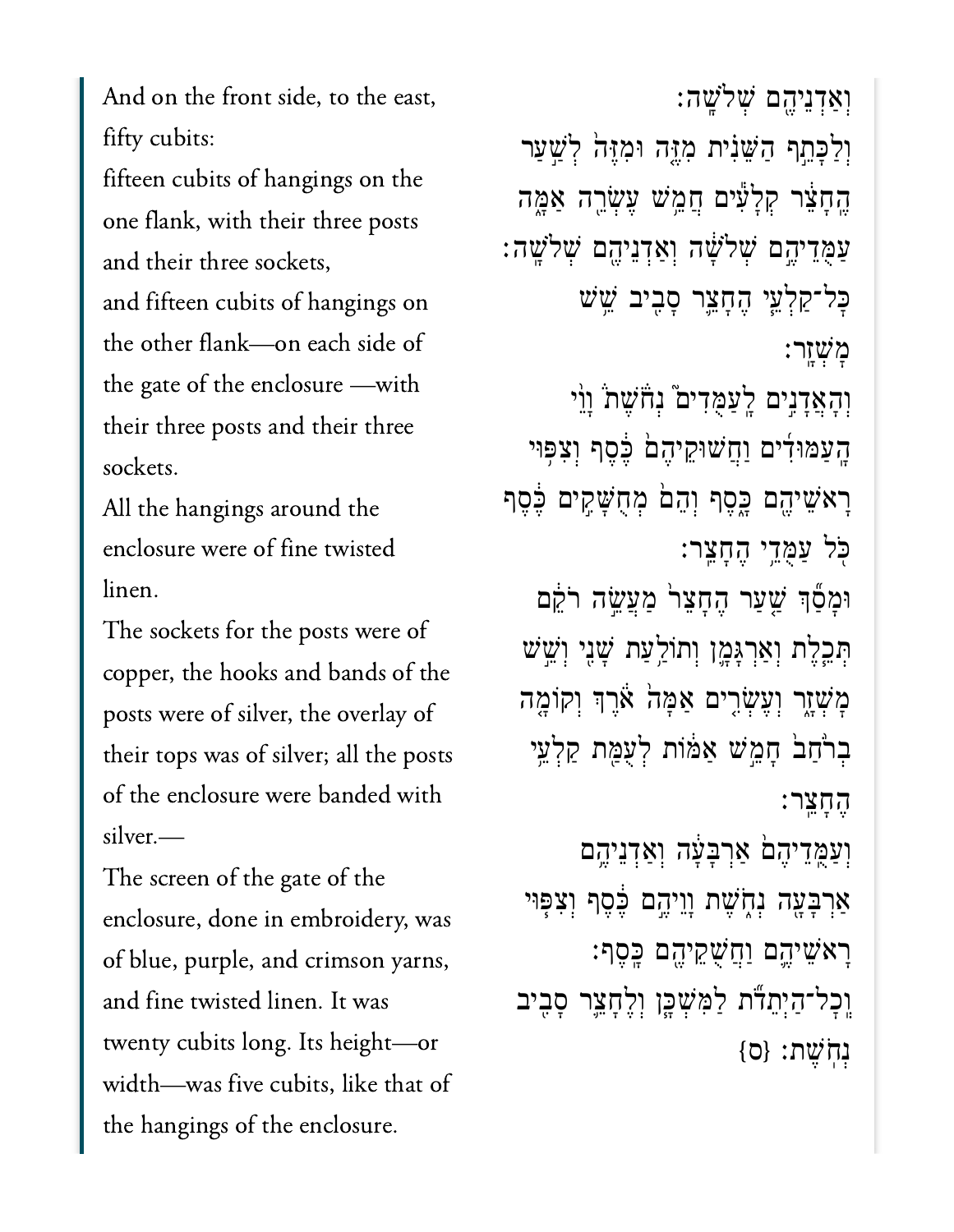And on the front side, to the east, fifty cubits:

fifteen cubits of hangings on the one flank, with their three posts and their three sockets,

and fifteen cubits of hangings on the other flank—on each side of the gate of the enclosure —with their three posts and their three sockets.

All the hangings around the enclosure were of fine twisted linen.

The sockets for the posts were of copper, the hooks and bands of the posts were of silver, the overlay of their tops was of silver; all the posts of the enclosure were banded with silver.—

The screen of the gate of the enclosure, done in embroidery, was of blue, purple, and crimson yarns, and fine twisted linen. It was twenty cubits long. Its height—or width—was five cubits, like that of the hangings of the enclosure.

וְאַדְנֵיהֶ֖ם שְׁלֹשָֽׁה׃

וְלַכָּתֵ֣ף הַשֵּׁנִ֗ית מִזֶּ֤ה וּמִזֶּה֙ לְשַׁ֣עַר הֶחָצֵ֔ר קְלָעִ֕ים חֲמֵ֥שׁ עֶשְׂרֵ֖ה אַמָּ֑ה עַמֻּֽדֵיהֶ֣ם שְׁלֹשָׁ֔ה וְאַדְנֵיהֶ֖ם שְׁלֹשָֽׁה׃

כָּל־קַלְעֵ֧י הֶחָצֵ֛ר סָבִ֖יב שֵׁ֥שׁ מָשְׁזָֽר׃

וְהָאֲדָנִ֣ים לָֽעַמֻּדִים֮ נְחֹ֒שֶׁת֒ וָוֵ֨י הָעַמּוּדִ֜ים וַחֲשׁוּקֵיהֶם֙ כֶּ֔סֶף וְצִפּ֥וּי רָאשֵׁיהֶ֖ם כָּ֑סֶף וְהֵם֙ מְחֻשָּׁקִ֣ים כֶּ֔סֶף כֹּ֖ל עַמֻּדֵ֥י הֶחָצֵֽר׃

וּמָסַ֞ךְ שַׁ֤עַר הֶחָצֵר֙ מַעֲשֵׂ֣ה רֹקֵ֔ם תְּכֵ֧לֶת וְאַרְגָּמָ֛ן וְתוֹלַ֥עַת שָׁנִ֖י וְשֵׁ֣שׁ מָשְׁזָ֑ר וְעֶשְׂרִ֤ים אַמָּה֙ אֹ֔רֶךְ וְקוֹמָ֤ה בְרֹ֙חַב֙ חָמֵ֣שׁ אַמּ֔וֹת לְעֻמַּ֖ת קַלְעֵ֥י הֶחָצֵֽר׃

וְעַמֻּֽדֵיהֶם֙ אַרְבָּעָ֔ה וְאַדְנֵיהֶ֥ם אַרְבָּעָ֖ה נְחֹ֑שֶׁת וָוֵיהֶ֣ם כֶּ֔סֶף וְצִפּ֧וּי רָאשֵׁיהֶ֛ם וַחֲשֻׁקֵיהֶ֖ם כָּֽסֶף׃

וְֽכָל־הַיְתֵדֹ֞ת לַמִּשְׁכָּ֧ן וְלֶחָצֵ֛ר סָבִ֖יב נְחֹֽשֶׁת׃ {ס}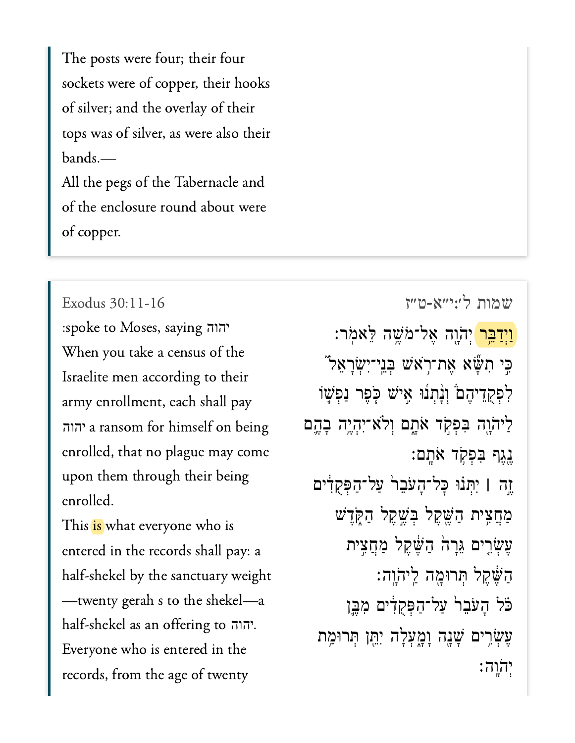The posts were four; their four sockets were of copper, their hooks of silver; and the overlay of their tops was of silver, as were also their bands.—
All the pegs of the Tabernacle and of the enclosure round about were of copper.

Exodus 30:11-16

:spoke to Moses, saying יהוה
When you take a census of the Israelite men according to their army enrollment, each shall pay יהוה a ransom for himself on being enrolled, that no plague may come upon them through their being enrolled.
This is what everyone who is entered in the records shall pay: a half-shekel by the sanctuary weight —twenty gerah s to the shekel—a half-shekel as an offering to יהוה.
Everyone who is entered in the records, from the age of twenty

שמות ל׳:י״א-ט״ז

וַיְדַבֵּ֥ר יְהֹוָ֖ה אֶל־מֹשֶׁ֥ה לֵּאמֹֽר׃
כִּ֣י תִשָּׂ֞א אֶת־רֹ֥אשׁ בְּנֵֽי־יִשְׂרָאֵל֮ לִפְקֻדֵיהֶם֒ וְנָ֨תְנ֜וּ אִ֣ישׁ כֹּ֧פֶר נַפְשׁ֛וֹ לַיהֹוָ֖ה בִּפְקֹ֣ד אֹתָ֑ם וְלֹא־יִהְיֶ֥ה בָהֶ֛ם נֶ֖גֶף בִּפְקֹ֥ד אֹתָֽם׃
זֶ֣ה ׀ יִתְּנ֗וּ כׇּל־הָעֹבֵר֙ עַל־הַפְּקֻדִ֔ים מַחֲצִ֥ית הַשֶּׁ֖קֶל בְּשֶׁ֣קֶל הַקֹּ֑דֶשׁ עֶשְׂרִ֤ים גֵּרָה֙ הַשֶּׁ֔קֶל מַחֲצִ֣ית הַשֶּׁ֔קֶל תְּרוּמָ֖ה לַיהֹוָֽה׃
כֹּ֗ל הָעֹבֵר֙ עַל־הַפְּקֻדִ֔ים מִבֶּ֛ן עֶשְׂרִ֥ים שָׁנָ֖ה וָמָ֑עְלָה יִתֵּ֖ן תְּרוּמַ֥ת יְהֹוָֽה׃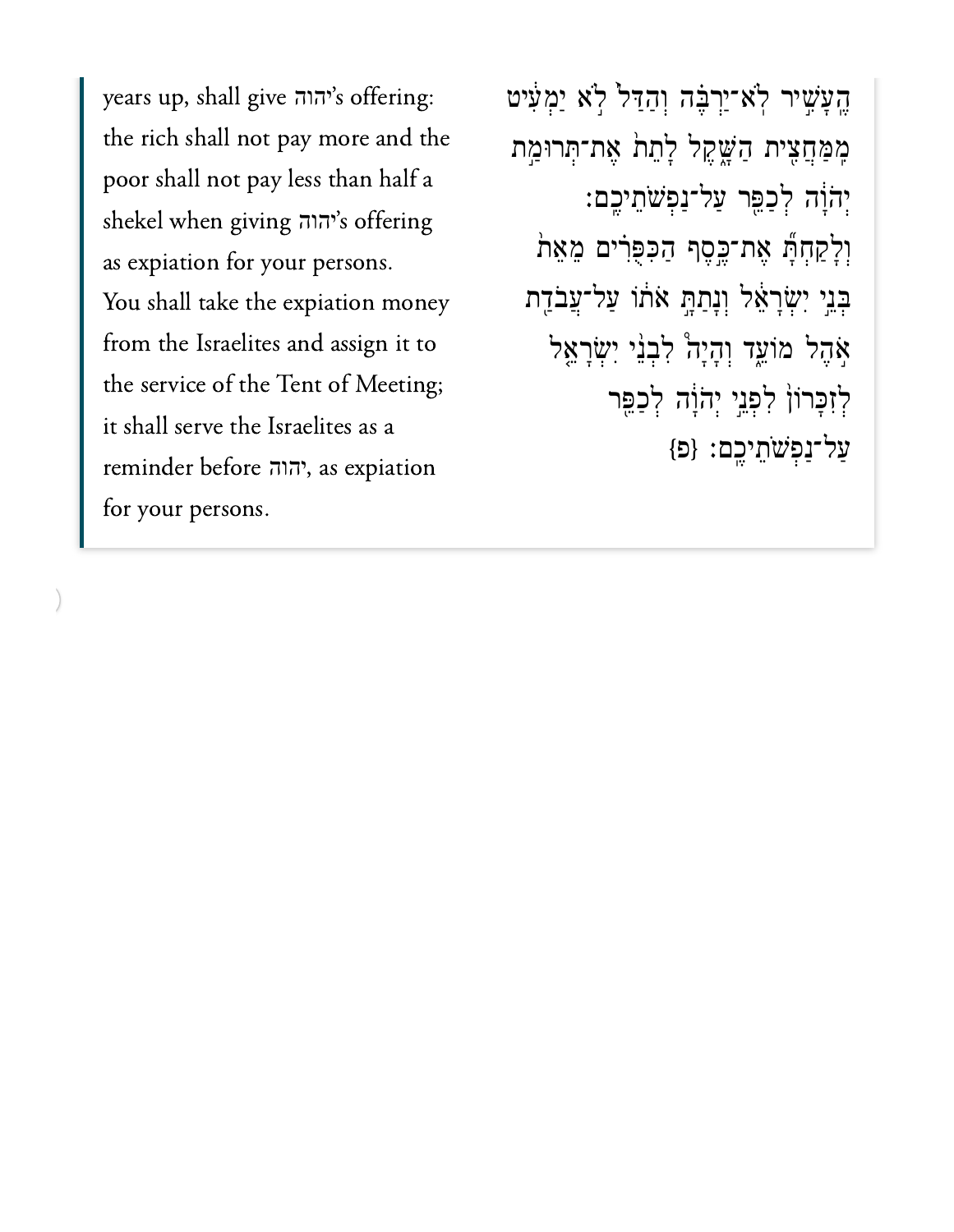years up, shall give יהוה's offering: the rich shall not pay more and the poor shall not pay less than half a shekel when giving יהוה's offering as expiation for your persons. You shall take the expiation money from the Israelites and assign it to the service of the Tent of Meeting; it shall serve the Israelites as a reminder before יהוה, as expiation for your persons.

הֶעָשִׁ֣יר לֹֽא־יַרְבֶּ֗ה וְהַדַּל֙ לֹ֣א יַמְעִ֔יט מִמַּחֲצִ֖ית הַשָּׁ֑קֶל לָתֵת֙ אֶת־תְּרוּמַ֣ת יְהֹוָ֔ה לְכַפֵּ֖ר עַל־נַפְשֹׁתֵיכֶֽם׃ וְלָקַחְתָּ֞ אֶת־כֶּ֣סֶף הַכִּפֻּרִ֗ים מֵאֵת֙ בְּנֵ֣י יִשְׂרָאֵ֔ל וְנָתַתָּ֣ אֹת֔וֹ עַל־עֲבֹדַ֖ת אֹ֣הֶל מוֹעֵ֑ד וְהָיָה֩ לִבְנֵ֨י יִשְׂרָאֵ֤ל לְזִכָּרוֹן֙ לִפְנֵ֣י יְהֹוָ֔ה לְכַפֵּ֖ר עַל־נַפְשֹׁתֵיכֶֽם׃ {פ}